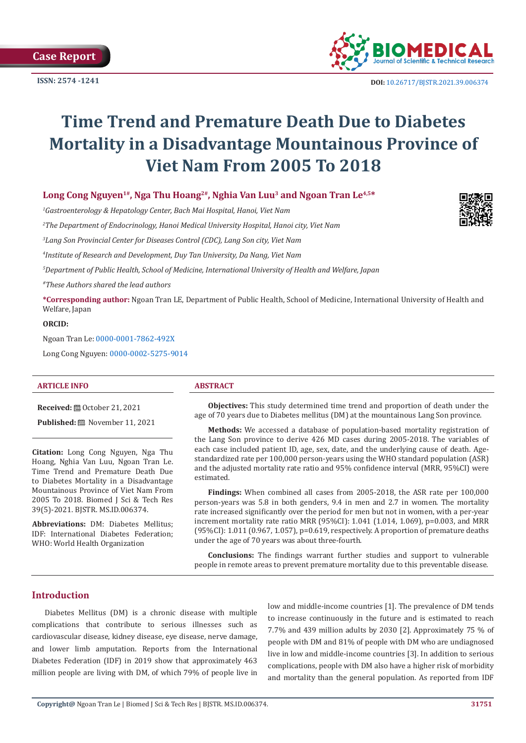Case Report

ISSN: 2574 -1241

DOI: 10.26717/BJSTR.2021.39.006374

# Time Trend and Premature Death Due to Diabetes Mortality in a Disadvantage Mountainous Province of Viet Nam From 2005 To 2018

**Long Cong Nguyen[1#], Nga Thu Hoang[2#], Nghia Van Luu[3] and Ngoan Tran Le[4,5*]**

*[1]Gastroenterology & Hepatology Center, Bach Mai Hospital, Hanoi, Viet Nam*

*[2]The Department of Endocrinology, Hanoi Medical University Hospital, Hanoi city, Viet Nam*

*[3]Lang Son Provincial Center for Diseases Control (CDC), Lang Son city, Viet Nam*

*[4]Institute of Research and Development, Duy Tan University, Da Nang, Viet Nam*

*[5]Department of Public Health, School of Medicine, International University of Health and Welfare, Japan*

*[#]These Authors shared the lead authors*

**\*Corresponding author:** Ngoan Tran LE, Department of Public Health, School of Medicine, International University of Health and Welfare, Japan

**ORCID:**

Ngoan Tran Le: 0000-0001-7862-492X

Long Cong Nguyen: 0000-0002-5275-9014

## ARTICLE INFO

**Received:** October 21, 2021

**Published:** November 11, 2021

**Citation:** Long Cong Nguyen, Nga Thu Hoang, Nghia Van Luu, Ngoan Tran Le. Time Trend and Premature Death Due to Diabetes Mortality in a Disadvantage Mountainous Province of Viet Nam From 2005 To 2018. Biomed J Sci & Tech Res 39(5)-2021. BJSTR. MS.ID.006374.

**Abbreviations:** DM: Diabetes Mellitus; IDF: International Diabetes Federation; WHO: World Health Organization

## ABSTRACT

**Objectives:** This study determined time trend and proportion of death under the age of 70 years due to Diabetes mellitus (DM) at the mountainous Lang Son province.

**Methods:** We accessed a database of population-based mortality registration of the Lang Son province to derive 426 MD cases during 2005-2018. The variables of each case included patient ID, age, sex, date, and the underlying cause of death. Age-standardized rate per 100,000 person-years using the WHO standard population (ASR) and the adjusted mortality rate ratio and 95% confidence interval (MRR, 95%CI) were estimated.

**Findings:** When combined all cases from 2005-2018, the ASR rate per 100,000 person-years was 5.8 in both genders, 9.4 in men and 2.7 in women. The mortality rate increased significantly over the period for men but not in women, with a per-year increment mortality rate ratio MRR (95%CI): 1.041 (1.014, 1.069), p=0.003, and MRR (95%CI): 1.011 (0.967, 1.057), p=0.619, respectively. A proportion of premature deaths under the age of 70 years was about three-fourth.

**Conclusions:** The findings warrant further studies and support to vulnerable people in remote areas to prevent premature mortality due to this preventable disease.

## Introduction

Diabetes Mellitus (DM) is a chronic disease with multiple complications that contribute to serious illnesses such as cardiovascular disease, kidney disease, eye disease, nerve damage, and lower limb amputation. Reports from the International Diabetes Federation (IDF) in 2019 show that approximately 463 million people are living with DM, of which 79% of people live in low and middle-income countries [1]. The prevalence of DM tends to increase continuously in the future and is estimated to reach 7.7% and 439 million adults by 2030 [2]. Approximately 75 % of people with DM and 81% of people with DM who are undiagnosed live in low and middle-income countries [3]. In addition to serious complications, people with DM also have a higher risk of morbidity and mortality than the general population. As reported from IDF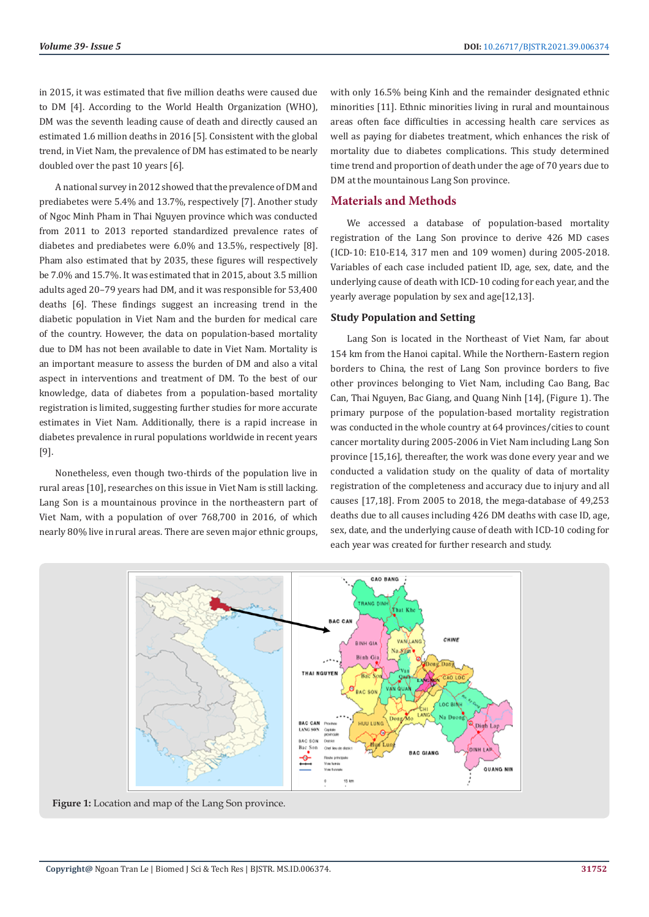in 2015, it was estimated that five million deaths were caused due to DM [4]. According to the World Health Organization (WHO), DM was the seventh leading cause of death and directly caused an estimated 1.6 million deaths in 2016 [5]. Consistent with the global trend, in Viet Nam, the prevalence of DM has estimated to be nearly doubled over the past 10 years [6].

A national survey in 2012 showed that the prevalence of DM and prediabetes were 5.4% and 13.7%, respectively [7]. Another study of Ngoc Minh Pham in Thai Nguyen province which was conducted from 2011 to 2013 reported standardized prevalence rates of diabetes and prediabetes were 6.0% and 13.5%, respectively [8]. Pham also estimated that by 2035, these figures will respectively be 7.0% and 15.7%. It was estimated that in 2015, about 3.5 million adults aged 20–79 years had DM, and it was responsible for 53,400 deaths [6]. These findings suggest an increasing trend in the diabetic population in Viet Nam and the burden for medical care of the country. However, the data on population-based mortality due to DM has not been available to date in Viet Nam. Mortality is an important measure to assess the burden of DM and also a vital aspect in interventions and treatment of DM. To the best of our knowledge, data of diabetes from a population-based mortality registration is limited, suggesting further studies for more accurate estimates in Viet Nam. Additionally, there is a rapid increase in diabetes prevalence in rural populations worldwide in recent years [9].

Nonetheless, even though two-thirds of the population live in rural areas [10], researches on this issue in Viet Nam is still lacking. Lang Son is a mountainous province in the northeastern part of Viet Nam, with a population of over 768,700 in 2016, of which nearly 80% live in rural areas. There are seven major ethnic groups, with only 16.5% being Kinh and the remainder designated ethnic minorities [11]. Ethnic minorities living in rural and mountainous areas often face difficulties in accessing health care services as well as paying for diabetes treatment, which enhances the risk of mortality due to diabetes complications. This study determined time trend and proportion of death under the age of 70 years due to DM at the mountainous Lang Son province.

## Materials and Methods

We accessed a database of population-based mortality registration of the Lang Son province to derive 426 MD cases (ICD-10: E10-E14, 317 men and 109 women) during 2005-2018. Variables of each case included patient ID, age, sex, date, and the underlying cause of death with ICD-10 coding for each year, and the yearly average population by sex and age[12,13].

### Study Population and Setting

Lang Son is located in the Northeast of Viet Nam, far about 154 km from the Hanoi capital. While the Northern-Eastern region borders to China, the rest of Lang Son province borders to five other provinces belonging to Viet Nam, including Cao Bang, Bac Can, Thai Nguyen, Bac Giang, and Quang Ninh [14], (Figure 1). The primary purpose of the population-based mortality registration was conducted in the whole country at 64 provinces/cities to count cancer mortality during 2005-2006 in Viet Nam including Lang Son province [15,16], thereafter, the work was done every year and we conducted a validation study on the quality of data of mortality registration of the completeness and accuracy due to injury and all causes [17,18]. From 2005 to 2018, the mega-database of 49,253 deaths due to all causes including 426 DM deaths with case ID, age, sex, date, and the underlying cause of death with ICD-10 coding for each year was created for further research and study.

**Figure 1:** Location and map of the Lang Son province.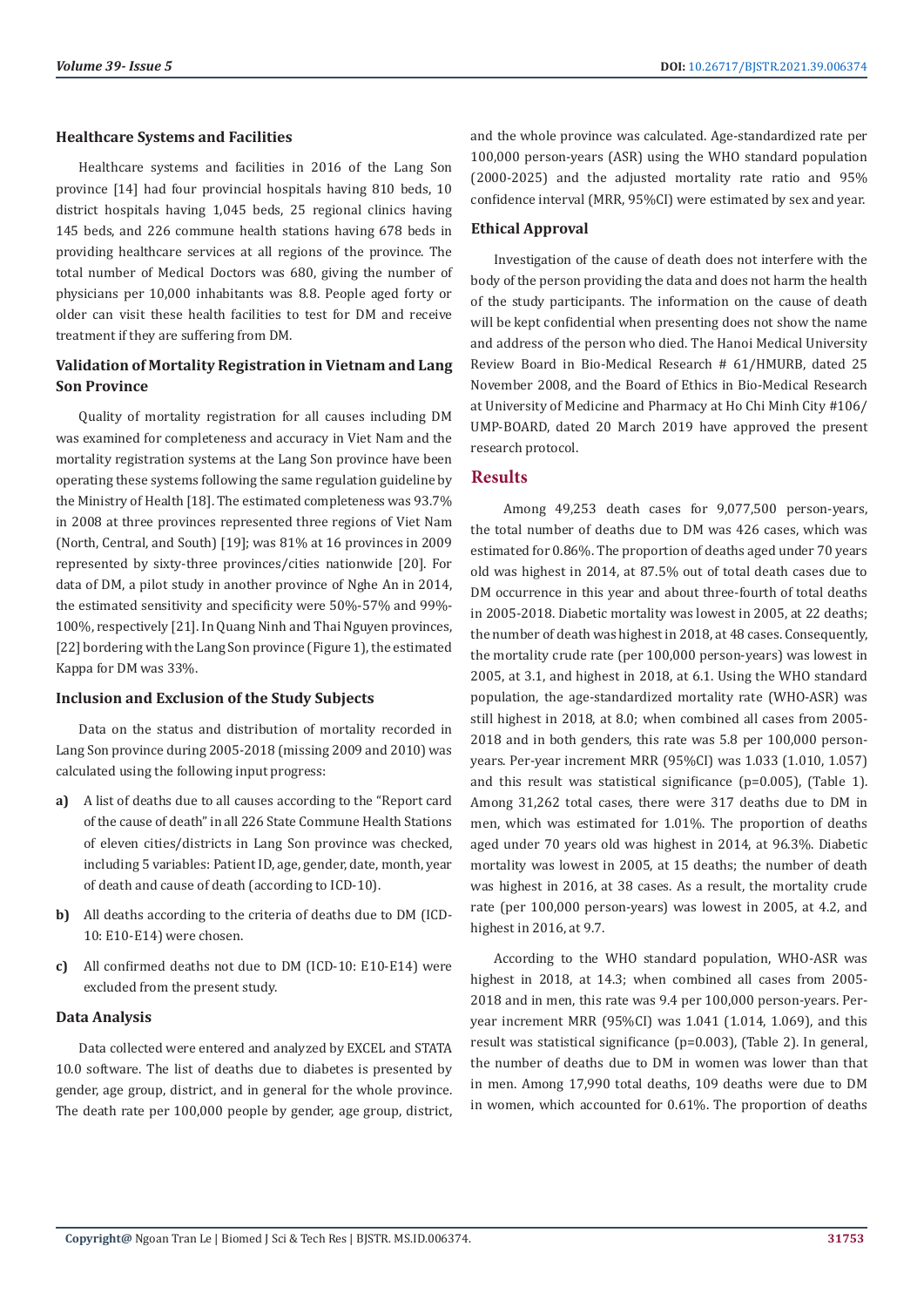### Healthcare Systems and Facilities

Healthcare systems and facilities in 2016 of the Lang Son province [14] had four provincial hospitals having 810 beds, 10 district hospitals having 1,045 beds, 25 regional clinics having 145 beds, and 226 commune health stations having 678 beds in providing healthcare services at all regions of the province. The total number of Medical Doctors was 680, giving the number of physicians per 10,000 inhabitants was 8.8. People aged forty or older can visit these health facilities to test for DM and receive treatment if they are suffering from DM.

### Validation of Mortality Registration in Vietnam and Lang Son Province

Quality of mortality registration for all causes including DM was examined for completeness and accuracy in Viet Nam and the mortality registration systems at the Lang Son province have been operating these systems following the same regulation guideline by the Ministry of Health [18]. The estimated completeness was 93.7% in 2008 at three provinces represented three regions of Viet Nam (North, Central, and South) [19]; was 81% at 16 provinces in 2009 represented by sixty-three provinces/cities nationwide [20]. For data of DM, a pilot study in another province of Nghe An in 2014, the estimated sensitivity and specificity were 50%-57% and 99%-100%, respectively [21]. In Quang Ninh and Thai Nguyen provinces, [22] bordering with the Lang Son province (Figure 1), the estimated Kappa for DM was 33%.

### Inclusion and Exclusion of the Study Subjects

Data on the status and distribution of mortality recorded in Lang Son province during 2005-2018 (missing 2009 and 2010) was calculated using the following input progress:

a) A list of deaths due to all causes according to the "Report card of the cause of death" in all 226 State Commune Health Stations of eleven cities/districts in Lang Son province was checked, including 5 variables: Patient ID, age, gender, date, month, year of death and cause of death (according to ICD-10).

b) All deaths according to the criteria of deaths due to DM (ICD-10: E10-E14) were chosen.

c) All confirmed deaths not due to DM (ICD-10: E10-E14) were excluded from the present study.

### Data Analysis

Data collected were entered and analyzed by EXCEL and STATA 10.0 software. The list of deaths due to diabetes is presented by gender, age group, district, and in general for the whole province. The death rate per 100,000 people by gender, age group, district, and the whole province was calculated. Age-standardized rate per 100,000 person-years (ASR) using the WHO standard population (2000-2025) and the adjusted mortality rate ratio and 95% confidence interval (MRR, 95%CI) were estimated by sex and year.

### Ethical Approval

Investigation of the cause of death does not interfere with the body of the person providing the data and does not harm the health of the study participants. The information on the cause of death will be kept confidential when presenting does not show the name and address of the person who died. The Hanoi Medical University Review Board in Bio-Medical Research # 61/HMURB, dated 25 November 2008, and the Board of Ethics in Bio-Medical Research at University of Medicine and Pharmacy at Ho Chi Minh City #106/UMP-BOARD, dated 20 March 2019 have approved the present research protocol.

## Results

Among 49,253 death cases for 9,077,500 person-years, the total number of deaths due to DM was 426 cases, which was estimated for 0.86%. The proportion of deaths aged under 70 years old was highest in 2014, at 87.5% out of total death cases due to DM occurrence in this year and about three-fourth of total deaths in 2005-2018. Diabetic mortality was lowest in 2005, at 22 deaths; the number of death was highest in 2018, at 48 cases. Consequently, the mortality crude rate (per 100,000 person-years) was lowest in 2005, at 3.1, and highest in 2018, at 6.1. Using the WHO standard population, the age-standardized mortality rate (WHO-ASR) was still highest in 2018, at 8.0; when combined all cases from 2005-2018 and in both genders, this rate was 5.8 per 100,000 person-years. Per-year increment MRR (95%CI) was 1.033 (1.010, 1.057) and this result was statistical significance ($p=0.005$), (Table 1). Among 31,262 total cases, there were 317 deaths due to DM in men, which was estimated for 1.01%. The proportion of deaths aged under 70 years old was highest in 2014, at 96.3%. Diabetic mortality was lowest in 2005, at 15 deaths; the number of death was highest in 2016, at 38 cases. As a result, the mortality crude rate (per 100,000 person-years) was lowest in 2005, at 4.2, and highest in 2016, at 9.7.

According to the WHO standard population, WHO-ASR was highest in 2018, at 14.3; when combined all cases from 2005-2018 and in men, this rate was 9.4 per 100,000 person-years. Per-year increment MRR (95%CI) was 1.041 (1.014, 1.069), and this result was statistical significance ($p=0.003$), (Table 2). In general, the number of deaths due to DM in women was lower than that in men. Among 17,990 total deaths, 109 deaths were due to DM in women, which accounted for 0.61%. The proportion of deaths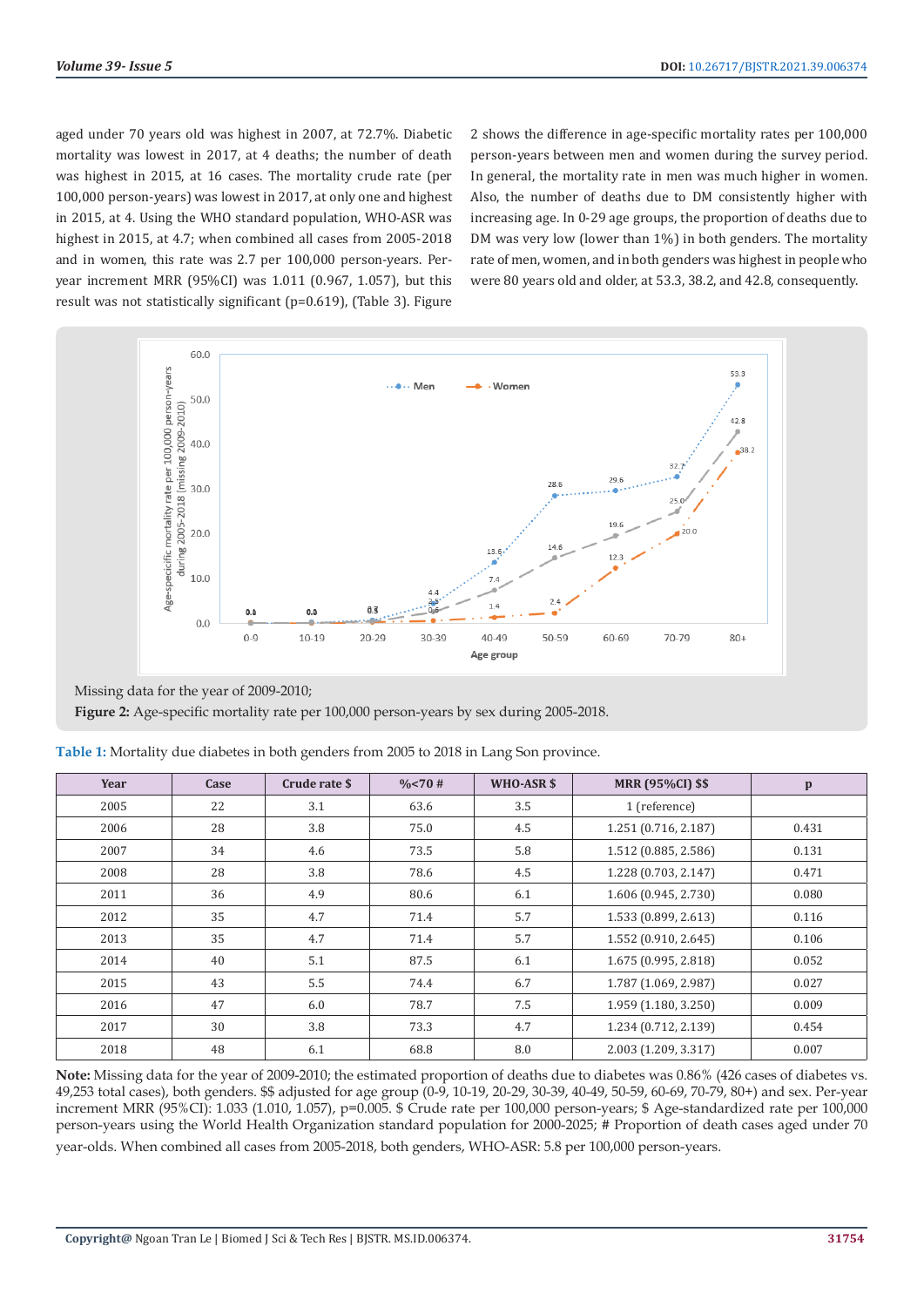aged under 70 years old was highest in 2007, at 72.7%. Diabetic mortality was lowest in 2017, at 4 deaths; the number of death was highest in 2015, at 16 cases. The mortality crude rate (per 100,000 person-years) was lowest in 2017, at only one and highest in 2015, at 4. Using the WHO standard population, WHO-ASR was highest in 2015, at 4.7; when combined all cases from 2005-2018 and in women, this rate was 2.7 per 100,000 person-years. Per-year increment MRR (95%CI) was 1.011 (0.967, 1.057), but this result was not statistically significant (p=0.619), (Table 3). Figure 2 shows the difference in age-specific mortality rates per 100,000 person-years between men and women during the survey period. In general, the mortality rate in men was much higher in women. Also, the number of deaths due to DM consistently higher with increasing age. In 0-29 age groups, the proportion of deaths due to DM was very low (lower than 1%) in both genders. The mortality rate of men, women, and in both genders was highest in people who were 80 years old and older, at 53.3, 38.2, and 42.8, consequently.

Missing data for the year of 2009-2010;

**Figure 2:** Age-specific mortality rate per 100,000 person-years by sex during 2005-2018.

**Table 1:** Mortality due diabetes in both genders from 2005 to 2018 in Lang Son province.

| Year | Case | Crude rate $ | %<70 # | WHO-ASR $ | MRR (95%CI) $$ | p |
|---|---|---|---|---|---|---|
| 2005 | 22 | 3.1 | 63.6 | 3.5 | 1 (reference) | |
| 2006 | 28 | 3.8 | 75.0 | 4.5 | 1.251 (0.716, 2.187) | 0.431 |
| 2007 | 34 | 4.6 | 73.5 | 5.8 | 1.512 (0.885, 2.586) | 0.131 |
| 2008 | 28 | 3.8 | 78.6 | 4.5 | 1.228 (0.703, 2.147) | 0.471 |
| 2011 | 36 | 4.9 | 80.6 | 6.1 | 1.606 (0.945, 2.730) | 0.080 |
| 2012 | 35 | 4.7 | 71.4 | 5.7 | 1.533 (0.899, 2.613) | 0.116 |
| 2013 | 35 | 4.7 | 71.4 | 5.7 | 1.552 (0.910, 2.645) | 0.106 |
| 2014 | 40 | 5.1 | 87.5 | 6.1 | 1.675 (0.995, 2.818) | 0.052 |
| 2015 | 43 | 5.5 | 74.4 | 6.7 | 1.787 (1.069, 2.987) | 0.027 |
| 2016 | 47 | 6.0 | 78.7 | 7.5 | 1.959 (1.180, 3.250) | 0.009 |
| 2017 | 30 | 3.8 | 73.3 | 4.7 | 1.234 (0.712, 2.139) | 0.454 |
| 2018 | 48 | 6.1 | 68.8 | 8.0 | 2.003 (1.209, 3.317) | 0.007 |

**Note:** Missing data for the year of 2009-2010; the estimated proportion of deaths due to diabetes was 0.86% (426 cases of diabetes vs. 49,253 total cases), both genders. $$ adjusted for age group (0-9, 10-19, 20-29, 30-39, 40-49, 50-59, 60-69, 70-79, 80+) and sex. Per-year increment MRR (95%CI): 1.033 (1.010, 1.057), p=0.005. $ Crude rate per 100,000 person-years; $ Age-standardized rate per 100,000 person-years using the World Health Organization standard population for 2000-2025; # Proportion of death cases aged under 70 year-olds. When combined all cases from 2005-2018, both genders, WHO-ASR: 5.8 per 100,000 person-years.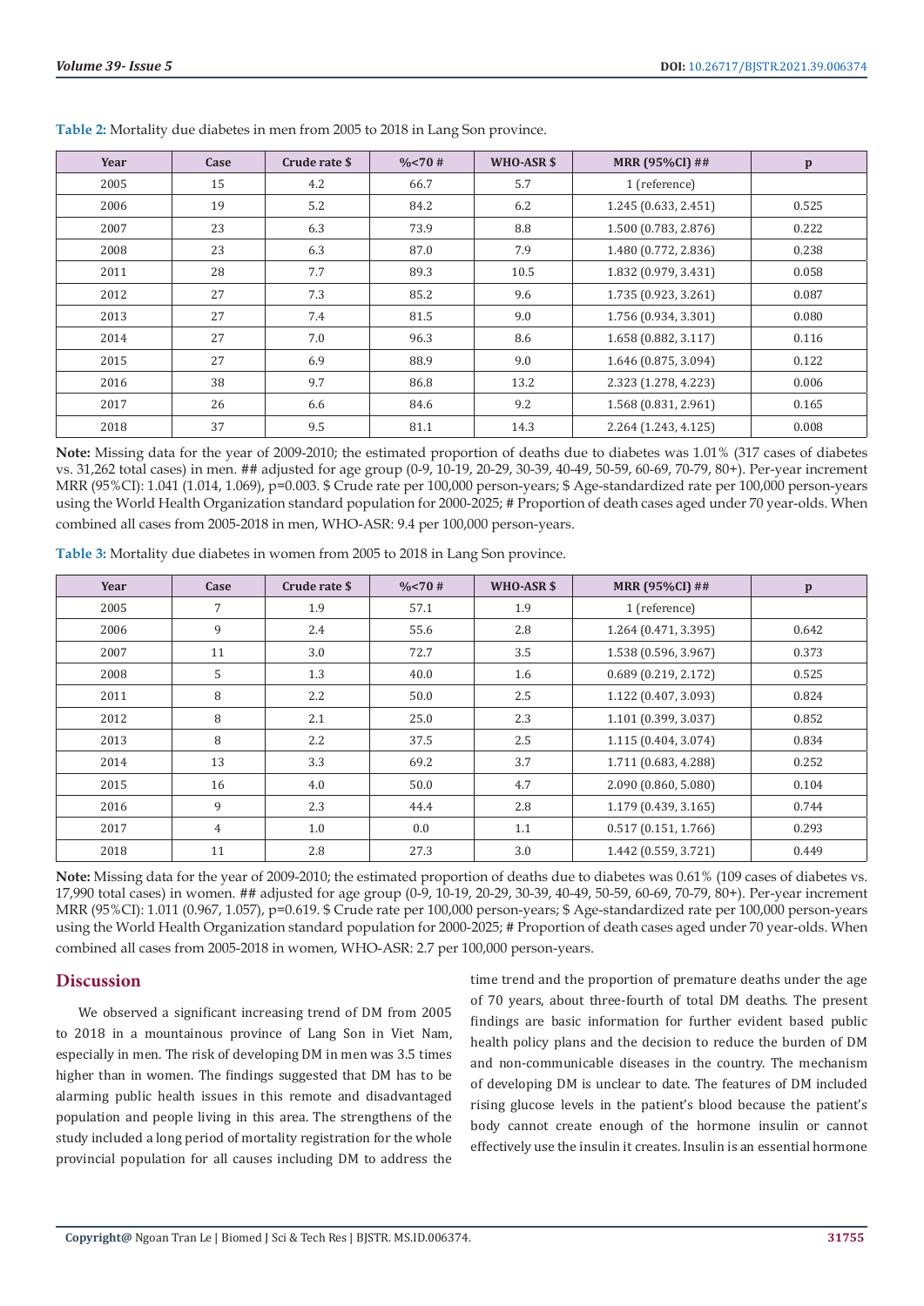**Table 2:** Mortality due diabetes in men from 2005 to 2018 in Lang Son province.

| Year | Case | Crude rate $ | %<70 # | WHO-ASR $ | MRR (95%CI) ## | p |
|---|---|---|---|---|---|---|
| 2005 | 15 | 4.2 | 66.7 | 5.7 | 1 (reference) | |
| 2006 | 19 | 5.2 | 84.2 | 6.2 | 1.245 (0.633, 2.451) | 0.525 |
| 2007 | 23 | 6.3 | 73.9 | 8.8 | 1.500 (0.783, 2.876) | 0.222 |
| 2008 | 23 | 6.3 | 87.0 | 7.9 | 1.480 (0.772, 2.836) | 0.238 |
| 2011 | 28 | 7.7 | 89.3 | 10.5 | 1.832 (0.979, 3.431) | 0.058 |
| 2012 | 27 | 7.3 | 85.2 | 9.6 | 1.735 (0.923, 3.261) | 0.087 |
| 2013 | 27 | 7.4 | 81.5 | 9.0 | 1.756 (0.934, 3.301) | 0.080 |
| 2014 | 27 | 7.0 | 96.3 | 8.6 | 1.658 (0.882, 3.117) | 0.116 |
| 2015 | 27 | 6.9 | 88.9 | 9.0 | 1.646 (0.875, 3.094) | 0.122 |
| 2016 | 38 | 9.7 | 86.8 | 13.2 | 2.323 (1.278, 4.223) | 0.006 |
| 2017 | 26 | 6.6 | 84.6 | 9.2 | 1.568 (0.831, 2.961) | 0.165 |
| 2018 | 37 | 9.5 | 81.1 | 14.3 | 2.264 (1.243, 4.125) | 0.008 |

**Note:** Missing data for the year of 2009-2010; the estimated proportion of deaths due to diabetes was 1.01% (317 cases of diabetes vs. 31,262 total cases) in men. ## adjusted for age group (0-9, 10-19, 20-29, 30-39, 40-49, 50-59, 60-69, 70-79, 80+). Per-year increment MRR (95%CI): 1.041 (1.014, 1.069), p=0.003. $ Crude rate per 100,000 person-years; $ Age-standardized rate per 100,000 person-years using the World Health Organization standard population for 2000-2025; # Proportion of death cases aged under 70 year-olds. When combined all cases from 2005-2018 in men, WHO-ASR: 9.4 per 100,000 person-years.

**Table 3:** Mortality due diabetes in women from 2005 to 2018 in Lang Son province.

| Year | Case | Crude rate $ | %<70 # | WHO-ASR $ | MRR (95%CI) ## | p |
|---|---|---|---|---|---|---|
| 2005 | 7 | 1.9 | 57.1 | 1.9 | 1 (reference) | |
| 2006 | 9 | 2.4 | 55.6 | 2.8 | 1.264 (0.471, 3.395) | 0.642 |
| 2007 | 11 | 3.0 | 72.7 | 3.5 | 1.538 (0.596, 3.967) | 0.373 |
| 2008 | 5 | 1.3 | 40.0 | 1.6 | 0.689 (0.219, 2.172) | 0.525 |
| 2011 | 8 | 2.2 | 50.0 | 2.5 | 1.122 (0.407, 3.093) | 0.824 |
| 2012 | 8 | 2.1 | 25.0 | 2.3 | 1.101 (0.399, 3.037) | 0.852 |
| 2013 | 8 | 2.2 | 37.5 | 2.5 | 1.115 (0.404, 3.074) | 0.834 |
| 2014 | 13 | 3.3 | 69.2 | 3.7 | 1.711 (0.683, 4.288) | 0.252 |
| 2015 | 16 | 4.0 | 50.0 | 4.7 | 2.090 (0.860, 5.080) | 0.104 |
| 2016 | 9 | 2.3 | 44.4 | 2.8 | 1.179 (0.439, 3.165) | 0.744 |
| 2017 | 4 | 1.0 | 0.0 | 1.1 | 0.517 (0.151, 1.766) | 0.293 |
| 2018 | 11 | 2.8 | 27.3 | 3.0 | 1.442 (0.559, 3.721) | 0.449 |

**Note:** Missing data for the year of 2009-2010; the estimated proportion of deaths due to diabetes was 0.61% (109 cases of diabetes vs. 17,990 total cases) in women. ## adjusted for age group (0-9, 10-19, 20-29, 30-39, 40-49, 50-59, 60-69, 70-79, 80+). Per-year increment MRR (95%CI): 1.011 (0.967, 1.057), p=0.619. $ Crude rate per 100,000 person-years; $ Age-standardized rate per 100,000 person-years using the World Health Organization standard population for 2000-2025; # Proportion of death cases aged under 70 year-olds. When combined all cases from 2005-2018 in women, WHO-ASR: 2.7 per 100,000 person-years.

## Discussion

We observed a significant increasing trend of DM from 2005 to 2018 in a mountainous province of Lang Son in Viet Nam, especially in men. The risk of developing DM in men was 3.5 times higher than in women. The findings suggested that DM has to be alarming public health issues in this remote and disadvantaged population and people living in this area. The strengthens of the study included a long period of mortality registration for the whole provincial population for all causes including DM to address the time trend and the proportion of premature deaths under the age of 70 years, about three-fourth of total DM deaths. The present findings are basic information for further evident based public health policy plans and the decision to reduce the burden of DM and non-communicable diseases in the country. The mechanism of developing DM is unclear to date. The features of DM included rising glucose levels in the patient's blood because the patient's body cannot create enough of the hormone insulin or cannot effectively use the insulin it creates. Insulin is an essential hormone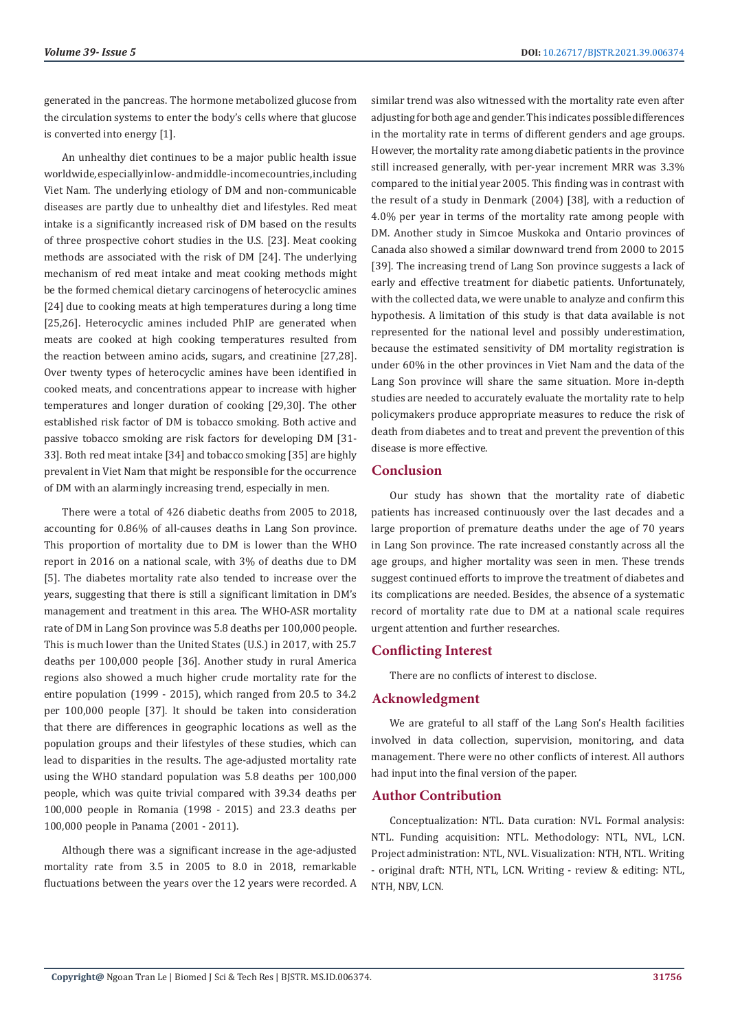generated in the pancreas. The hormone metabolized glucose from the circulation systems to enter the body's cells where that glucose is converted into energy [1].

An unhealthy diet continues to be a major public health issue worldwide, especially in low- and middle-income countries, including Viet Nam. The underlying etiology of DM and non-communicable diseases are partly due to unhealthy diet and lifestyles. Red meat intake is a significantly increased risk of DM based on the results of three prospective cohort studies in the U.S. [23]. Meat cooking methods are associated with the risk of DM [24]. The underlying mechanism of red meat intake and meat cooking methods might be the formed chemical dietary carcinogens of heterocyclic amines [24] due to cooking meats at high temperatures during a long time [25,26]. Heterocyclic amines included PhIP are generated when meats are cooked at high cooking temperatures resulted from the reaction between amino acids, sugars, and creatinine [27,28]. Over twenty types of heterocyclic amines have been identified in cooked meats, and concentrations appear to increase with higher temperatures and longer duration of cooking [29,30]. The other established risk factor of DM is tobacco smoking. Both active and passive tobacco smoking are risk factors for developing DM [31-33]. Both red meat intake [34] and tobacco smoking [35] are highly prevalent in Viet Nam that might be responsible for the occurrence of DM with an alarmingly increasing trend, especially in men.

There were a total of 426 diabetic deaths from 2005 to 2018, accounting for 0.86% of all-causes deaths in Lang Son province. This proportion of mortality due to DM is lower than the WHO report in 2016 on a national scale, with 3% of deaths due to DM [5]. The diabetes mortality rate also tended to increase over the years, suggesting that there is still a significant limitation in DM's management and treatment in this area. The WHO-ASR mortality rate of DM in Lang Son province was 5.8 deaths per 100,000 people. This is much lower than the United States (U.S.) in 2017, with 25.7 deaths per 100,000 people [36]. Another study in rural America regions also showed a much higher crude mortality rate for the entire population (1999 - 2015), which ranged from 20.5 to 34.2 per 100,000 people [37]. It should be taken into consideration that there are differences in geographic locations as well as the population groups and their lifestyles of these studies, which can lead to disparities in the results. The age-adjusted mortality rate using the WHO standard population was 5.8 deaths per 100,000 people, which was quite trivial compared with 39.34 deaths per 100,000 people in Romania (1998 - 2015) and 23.3 deaths per 100,000 people in Panama (2001 - 2011).

Although there was a significant increase in the age-adjusted mortality rate from 3.5 in 2005 to 8.0 in 2018, remarkable fluctuations between the years over the 12 years were recorded. A similar trend was also witnessed with the mortality rate even after adjusting for both age and gender. This indicates possible differences in the mortality rate in terms of different genders and age groups. However, the mortality rate among diabetic patients in the province still increased generally, with per-year increment MRR was 3.3% compared to the initial year 2005. This finding was in contrast with the result of a study in Denmark (2004) [38], with a reduction of 4.0% per year in terms of the mortality rate among people with DM. Another study in Simcoe Muskoka and Ontario provinces of Canada also showed a similar downward trend from 2000 to 2015 [39]. The increasing trend of Lang Son province suggests a lack of early and effective treatment for diabetic patients. Unfortunately, with the collected data, we were unable to analyze and confirm this hypothesis. A limitation of this study is that data available is not represented for the national level and possibly underestimation, because the estimated sensitivity of DM mortality registration is under 60% in the other provinces in Viet Nam and the data of the Lang Son province will share the same situation. More in-depth studies are needed to accurately evaluate the mortality rate to help policymakers produce appropriate measures to reduce the risk of death from diabetes and to treat and prevent the prevention of this disease is more effective.

## Conclusion

Our study has shown that the mortality rate of diabetic patients has increased continuously over the last decades and a large proportion of premature deaths under the age of 70 years in Lang Son province. The rate increased constantly across all the age groups, and higher mortality was seen in men. These trends suggest continued efforts to improve the treatment of diabetes and its complications are needed. Besides, the absence of a systematic record of mortality rate due to DM at a national scale requires urgent attention and further researches.

## Conflicting Interest

There are no conflicts of interest to disclose.

## Acknowledgment

We are grateful to all staff of the Lang Son's Health facilities involved in data collection, supervision, monitoring, and data management. There were no other conflicts of interest. All authors had input into the final version of the paper.

## Author Contribution

Conceptualization: NTL. Data curation: NVL. Formal analysis: NTL. Funding acquisition: NTL. Methodology: NTL, NVL, LCN. Project administration: NTL, NVL. Visualization: NTH, NTL. Writing - original draft: NTH, NTL, LCN. Writing - review & editing: NTL, NTH, NBV, LCN.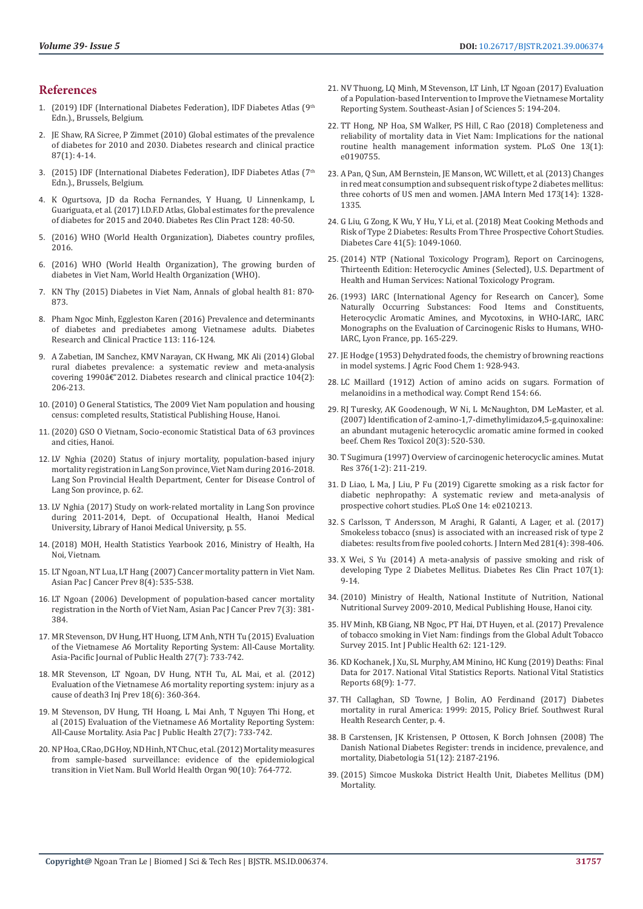## References

1. (2019) IDF (International Diabetes Federation), IDF Diabetes Atlas (9th Edn.)., Brussels, Belgium.
2. JE Shaw, RA Sicree, P Zimmet (2010) Global estimates of the prevalence of diabetes for 2010 and 2030. Diabetes research and clinical practice 87(1): 4-14.
3. (2015) IDF (International Diabetes Federation), IDF Diabetes Atlas (7th Edn.)., Brussels, Belgium.
4. K Ogurtsova, JD da Rocha Fernandes, Y Huang, U Linnenkamp, L Guariguata, et al. (2017) I.D.F.D Atlas, Global estimates for the prevalence of diabetes for 2015 and 2040. Diabetes Res Clin Pract 128: 40-50.
5. (2016) WHO (World Health Organization), Diabetes country profiles, 2016.
6. (2016) WHO (World Health Organization), The growing burden of diabetes in Viet Nam, World Health Organization (WHO).
7. KN Thy (2015) Diabetes in Viet Nam, Annals of global health 81: 870-873.
8. Pham Ngoc Minh, Eggleston Karen (2016) Prevalence and determinants of diabetes and prediabetes among Vietnamese adults. Diabetes Research and Clinical Practice 113: 116-124.
9. A Zabetian, IM Sanchez, KMV Narayan, CK Hwang, MK Ali (2014) Global rural diabetes prevalence: a systematic review and meta-analysis covering 1990â€"2012. Diabetes research and clinical practice 104(2): 206-213.
10. (2010) O General Statistics, The 2009 Viet Nam population and housing census: completed results, Statistical Publishing House, Hanoi.
11. (2020) GSO O Vietnam, Socio-economic Statistical Data of 63 provinces and cities, Hanoi.
12. LV Nghia (2020) Status of injury mortality, population-based injury mortality registration in Lang Son province, Viet Nam during 2016-2018. Lang Son Provincial Health Department, Center for Disease Control of Lang Son province, p. 62.
13. LV Nghia (2017) Study on work-related mortality in Lang Son province during 2011-2014, Dept. of Occupational Health, Hanoi Medical University, Library of Hanoi Medical University, p. 55.
14. (2018) MOH, Health Statistics Yearbook 2016, Ministry of Health, Ha Noi, Vietnam.
15. LT Ngoan, NT Lua, LT Hang (2007) Cancer mortality pattern in Viet Nam. Asian Pac J Cancer Prev 8(4): 535-538.
16. LT Ngoan (2006) Development of population-based cancer mortality registration in the North of Viet Nam, Asian Pac J Cancer Prev 7(3): 381-384.
17. MR Stevenson, DV Hung, HT Huong, LTM Anh, NTH Tu (2015) Evaluation of the Vietnamese A6 Mortality Reporting System: All-Cause Mortality. Asia-Pacific Journal of Public Health 27(7): 733-742.
18. MR Stevenson, LT Ngoan, DV Hung, NTH Tu, AL Mai, et al. (2012) Evaluation of the Vietnamese A6 mortality reporting system: injury as a cause of death3 Inj Prev 18(6): 360-364.
19. M Stevenson, DV Hung, TH Hoang, L Mai Anh, T Nguyen Thi Hong, et al (2015) Evaluation of the Vietnamese A6 Mortality Reporting System: All-Cause Mortality. Asia Pac J Public Health 27(7): 733-742.
20. NP Hoa, C Rao, DG Hoy, ND Hinh, NT Chuc, et al. (2012) Mortality measures from sample-based surveillance: evidence of the epidemiological transition in Viet Nam. Bull World Health Organ 90(10): 764-772.
21. NV Thuong, LQ Minh, M Stevenson, LT Linh, LT Ngoan (2017) Evaluation of a Population-based Intervention to Improve the Vietnamese Mortality Reporting System. Southeast-Asian J of Sciences 5: 194-204.
22. TT Hong, NP Hoa, SM Walker, PS Hill, C Rao (2018) Completeness and reliability of mortality data in Viet Nam: Implications for the national routine health management information system. PLoS One 13(1): e0190755.
23. A Pan, Q Sun, AM Bernstein, JE Manson, WC Willett, et al. (2013) Changes in red meat consumption and subsequent risk of type 2 diabetes mellitus: three cohorts of US men and women. JAMA Intern Med 173(14): 1328-1335.
24. G Liu, G Zong, K Wu, Y Hu, Y Li, et al. (2018) Meat Cooking Methods and Risk of Type 2 Diabetes: Results From Three Prospective Cohort Studies. Diabetes Care 41(5): 1049-1060.
25. (2014) NTP (National Toxicology Program), Report on Carcinogens, Thirteenth Edition: Heterocyclic Amines (Selected), U.S. Department of Health and Human Services: National Toxicology Program.
26. (1993) IARC (International Agency for Research on Cancer), Some Naturally Occurring Substances: Food Items and Constituents, Heterocyclic Aromatic Amines, and Mycotoxins, in WHO-IARC, IARC Monographs on the Evaluation of Carcinogenic Risks to Humans, WHO-IARC, Lyon France, pp. 165-229.
27. JE Hodge (1953) Dehydrated foods, the chemistry of browning reactions in model systems. J Agric Food Chem 1: 928-943.
28. LC Maillard (1912) Action of amino acids on sugars. Formation of melanoidins in a methodical way. Compt Rend 154: 66.
29. RJ Turesky, AK Goodenough, W Ni, L McNaughton, DM LeMaster, et al. (2007) Identification of 2-amino-1,7-dimethylimidazo4,5-g.quinoxaline: an abundant mutagenic heterocyclic aromatic amine formed in cooked beef. Chem Res Toxicol 20(3): 520-530.
30. T Sugimura (1997) Overview of carcinogenic heterocyclic amines. Mutat Res 376(1-2): 211-219.
31. D Liao, L Ma, J Liu, P Fu (2019) Cigarette smoking as a risk factor for diabetic nephropathy: A systematic review and meta-analysis of prospective cohort studies. PLoS One 14: e0210213.
32. S Carlsson, T Andersson, M Araghi, R Galanti, A Lager, et al. (2017) Smokeless tobacco (snus) is associated with an increased risk of type 2 diabetes: results from five pooled cohorts. J Intern Med 281(4): 398-406.
33. X Wei, S Yu (2014) A meta-analysis of passive smoking and risk of developing Type 2 Diabetes Mellitus. Diabetes Res Clin Pract 107(1): 9-14.
34. (2010) Ministry of Health, National Institute of Nutrition, National Nutritional Survey 2009-2010, Medical Publishing House, Hanoi city.
35. HV Minh, KB Giang, NB Ngoc, PT Hai, DT Huyen, et al. (2017) Prevalence of tobacco smoking in Viet Nam: findings from the Global Adult Tobacco Survey 2015. Int J Public Health 62: 121-129.
36. KD Kochanek, J Xu, SL Murphy, AM Minino, HC Kung (2019) Deaths: Final Data for 2017. National Vital Statistics Reports. National Vital Statistics Reports 68(9): 1-77.
37. TH Callaghan, SD Towne, J Bolin, AO Ferdinand (2017) Diabetes mortality in rural America: 1999: 2015, Policy Brief. Southwest Rural Health Research Center, p. 4.
38. B Carstensen, JK Kristensen, P Ottosen, K Borch Johnsen (2008) The Danish National Diabetes Register: trends in incidence, prevalence, and mortality, Diabetologia 51(12): 2187-2196.
39. (2015) Simcoe Muskoka District Health Unit, Diabetes Mellitus (DM) Mortality.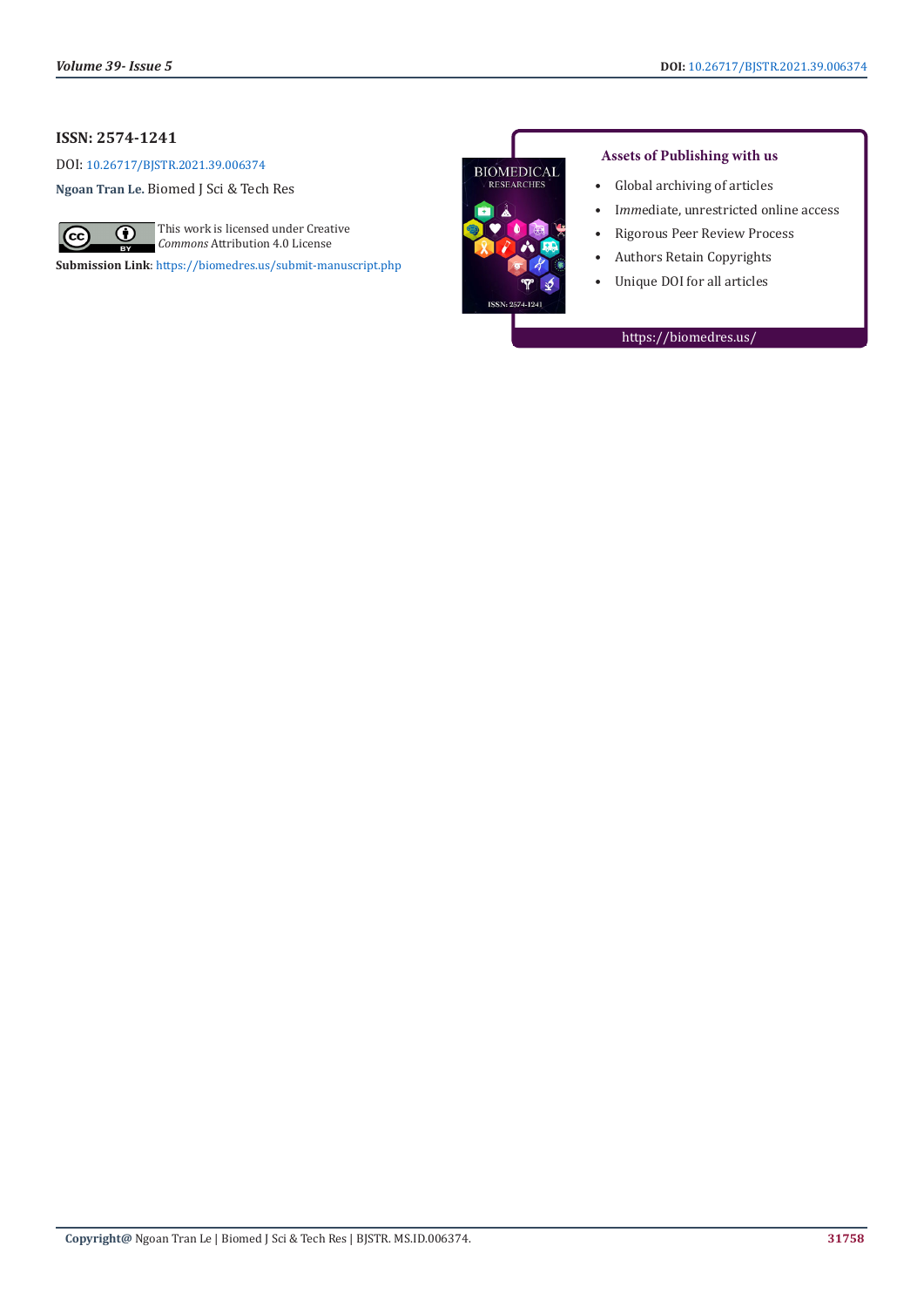**ISSN: 2574-1241**

DOI: 10.26717/BJSTR.2021.39.006374

**Ngoan Tran Le.** Biomed J Sci & Tech Res

This work is licensed under Creative *Commons* Attribution 4.0 License

**Submission Link**: https://biomedres.us/submit-manuscript.php

### Assets of Publishing with us

- Global archiving of articles
- Immediate, unrestricted online access
- Rigorous Peer Review Process
- Authors Retain Copyrights
- Unique DOI for all articles

https://biomedres.us/